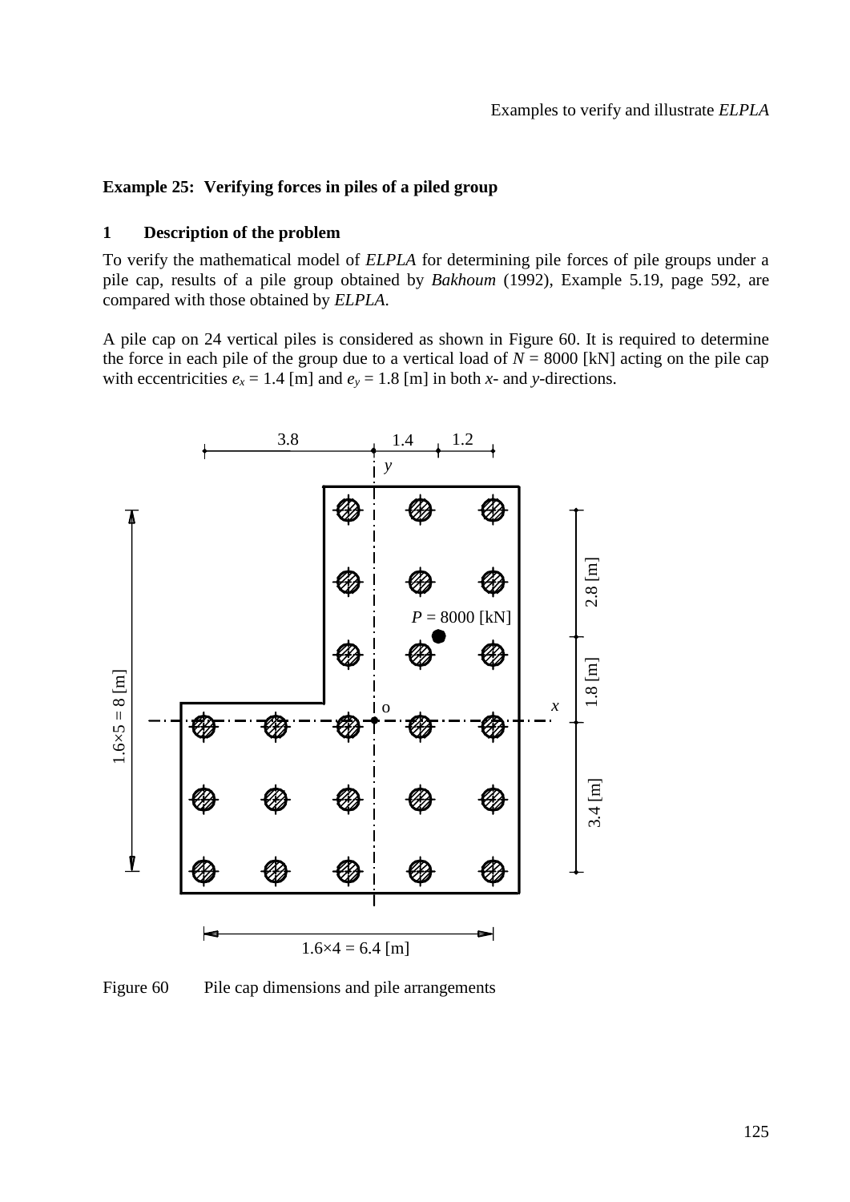## Example 25: Verifying forces in piles of a piled group

### 1 Description of the problem

To verify the mathematical model of *ELPLA* for determining pile forces of pile groups under a pile cap, results of a pile group obtained by *Bakhoum* (1992), Example 5.19, page 592, are compared with those obtained by *ELPLA*.

A pile cap on 24 vertical piles is considered as shown in Figure 60. It is required to determine the force in each pile of the group due to a vertical load of $N$ = 8000 [kN] acting on the pile cap with eccentricities $e_x$ = 1.4 [m] and $e_y$ = 1.8 [m] in both $x$- and $y$-directions.

Figure 60 Pile cap dimensions and pile arrangements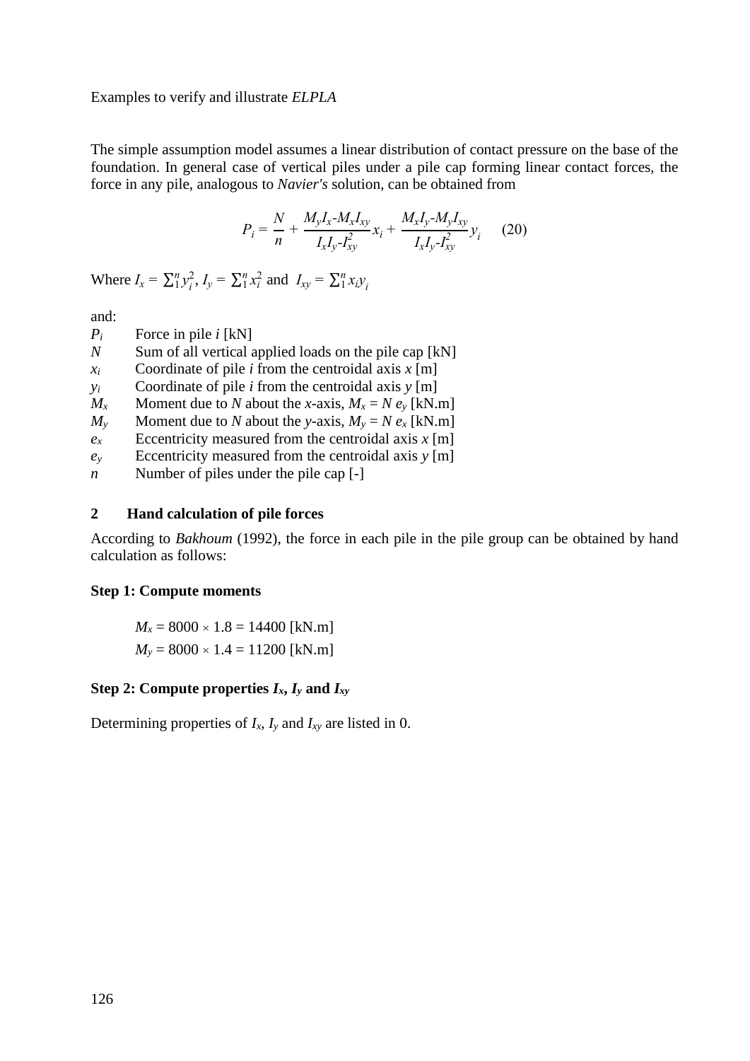The simple assumption model assumes a linear distribution of contact pressure on the base of the foundation. In general case of vertical piles under a pile cap forming linear contact forces, the force in any pile, analogous to *Navier's* solution, can be obtained from

$$P_i = \frac{N}{n} + \frac{M_y I_x - M_x I_{xy}}{I_x I_y - I_{xy}^2} x_i + \frac{M_x I_y - M_y I_{xy}}{I_x I_y - I_{xy}^2} y_i \qquad (20)$$

Where $I_x = \sum_1^n y_i^2$, $I_y = \sum_1^n x_i^2$ and $I_{xy} = \sum_1^n x_i y_i$

and:

| | |
|---|---|
| $P_i$ | Force in pile *i* [kN] |
| $N$ | Sum of all vertical applied loads on the pile cap [kN] |
| $x_i$ | Coordinate of pile *i* from the centroidal axis *x* [m] |
| $y_i$ | Coordinate of pile *i* from the centroidal axis *y* [m] |
| $M_x$ | Moment due to *N* about the *x*-axis, $M_x = N\, e_y$ [kN.m] |
| $M_y$ | Moment due to *N* about the *y*-axis, $M_y = N\, e_x$ [kN.m] |
| $e_x$ | Eccentricity measured from the centroidal axis *x* [m] |
| $e_y$ | Eccentricity measured from the centroidal axis *y* [m] |
| $n$ | Number of piles under the pile cap [-] |

## 2 Hand calculation of pile forces

According to *Bakhoum* (1992), the force in each pile in the pile group can be obtained by hand calculation as follows:

**Step 1: Compute moments**

$M_x = 8000 \times 1.8 = 14400$ [kN.m]

$M_y = 8000 \times 1.4 = 11200$ [kN.m]

**Step 2: Compute properties $I_x$, $I_y$ and $I_{xy}$**

Determining properties of $I_x$, $I_y$ and $I_{xy}$ are listed in 0.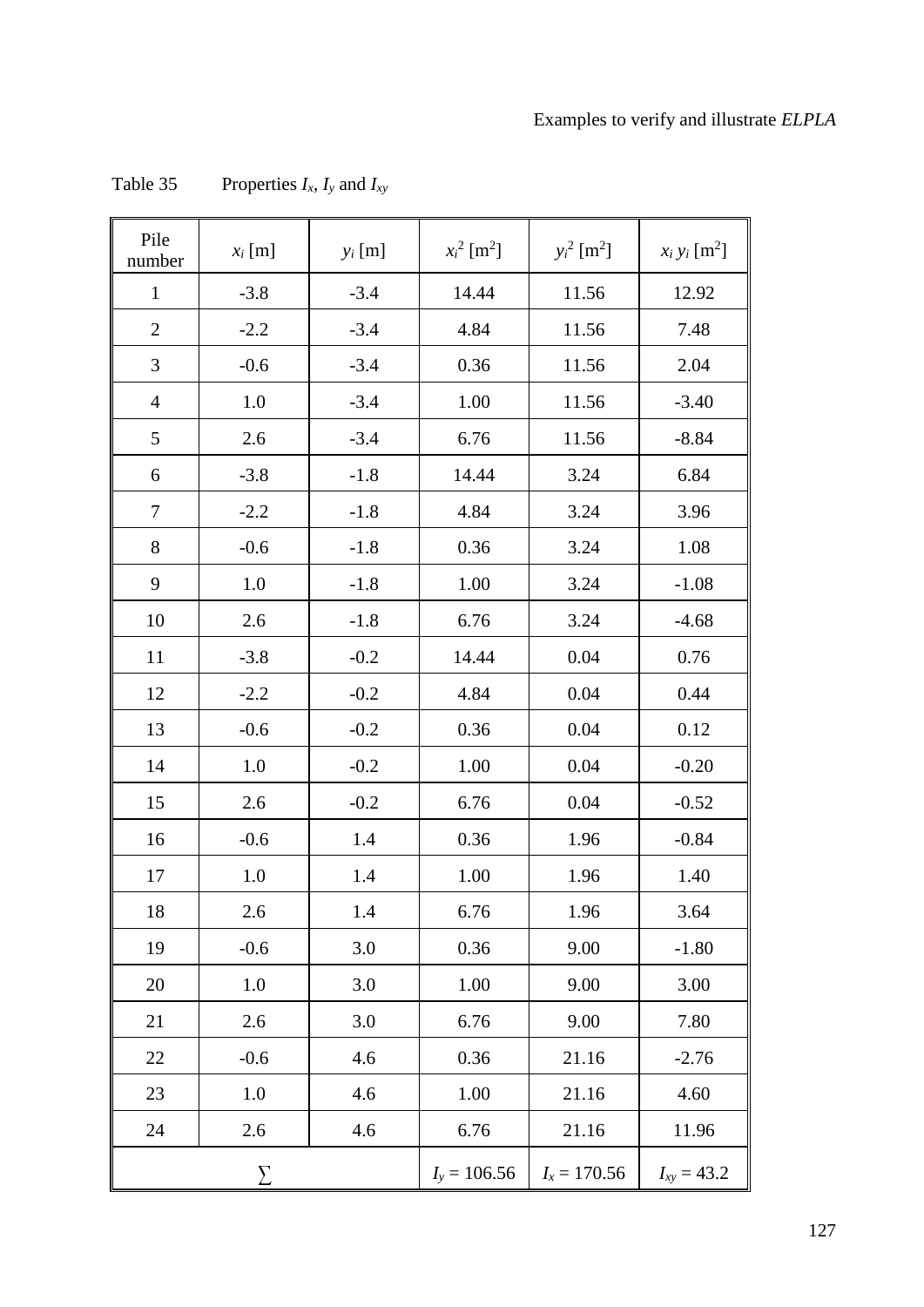Table 35 Properties $I_x$, $I_y$ and $I_{xy}$

| Pile number | $x_i$ [m] | $y_i$ [m] | $x_i^2$ [m$^2$] | $y_i^2$ [m$^2$] | $x_i\, y_i$ [m$^2$] |
|---|---|---|---|---|---|
| 1 | -3.8 | -3.4 | 14.44 | 11.56 | 12.92 |
| 2 | -2.2 | -3.4 | 4.84 | 11.56 | 7.48 |
| 3 | -0.6 | -3.4 | 0.36 | 11.56 | 2.04 |
| 4 | 1.0 | -3.4 | 1.00 | 11.56 | -3.40 |
| 5 | 2.6 | -3.4 | 6.76 | 11.56 | -8.84 |
| 6 | -3.8 | -1.8 | 14.44 | 3.24 | 6.84 |
| 7 | -2.2 | -1.8 | 4.84 | 3.24 | 3.96 |
| 8 | -0.6 | -1.8 | 0.36 | 3.24 | 1.08 |
| 9 | 1.0 | -1.8 | 1.00 | 3.24 | -1.08 |
| 10 | 2.6 | -1.8 | 6.76 | 3.24 | -4.68 |
| 11 | -3.8 | -0.2 | 14.44 | 0.04 | 0.76 |
| 12 | -2.2 | -0.2 | 4.84 | 0.04 | 0.44 |
| 13 | -0.6 | -0.2 | 0.36 | 0.04 | 0.12 |
| 14 | 1.0 | -0.2 | 1.00 | 0.04 | -0.20 |
| 15 | 2.6 | -0.2 | 6.76 | 0.04 | -0.52 |
| 16 | -0.6 | 1.4 | 0.36 | 1.96 | -0.84 |
| 17 | 1.0 | 1.4 | 1.00 | 1.96 | 1.40 |
| 18 | 2.6 | 1.4 | 6.76 | 1.96 | 3.64 |
| 19 | -0.6 | 3.0 | 0.36 | 9.00 | -1.80 |
| 20 | 1.0 | 3.0 | 1.00 | 9.00 | 3.00 |
| 21 | 2.6 | 3.0 | 6.76 | 9.00 | 7.80 |
| 22 | -0.6 | 4.6 | 0.36 | 21.16 | -2.76 |
| 23 | 1.0 | 4.6 | 1.00 | 21.16 | 4.60 |
| 24 | 2.6 | 4.6 | 6.76 | 21.16 | 11.96 |
| $\sum$ | | | $I_y = 106.56$ | $I_x = 170.56$ | $I_{xy} = 43.2$ |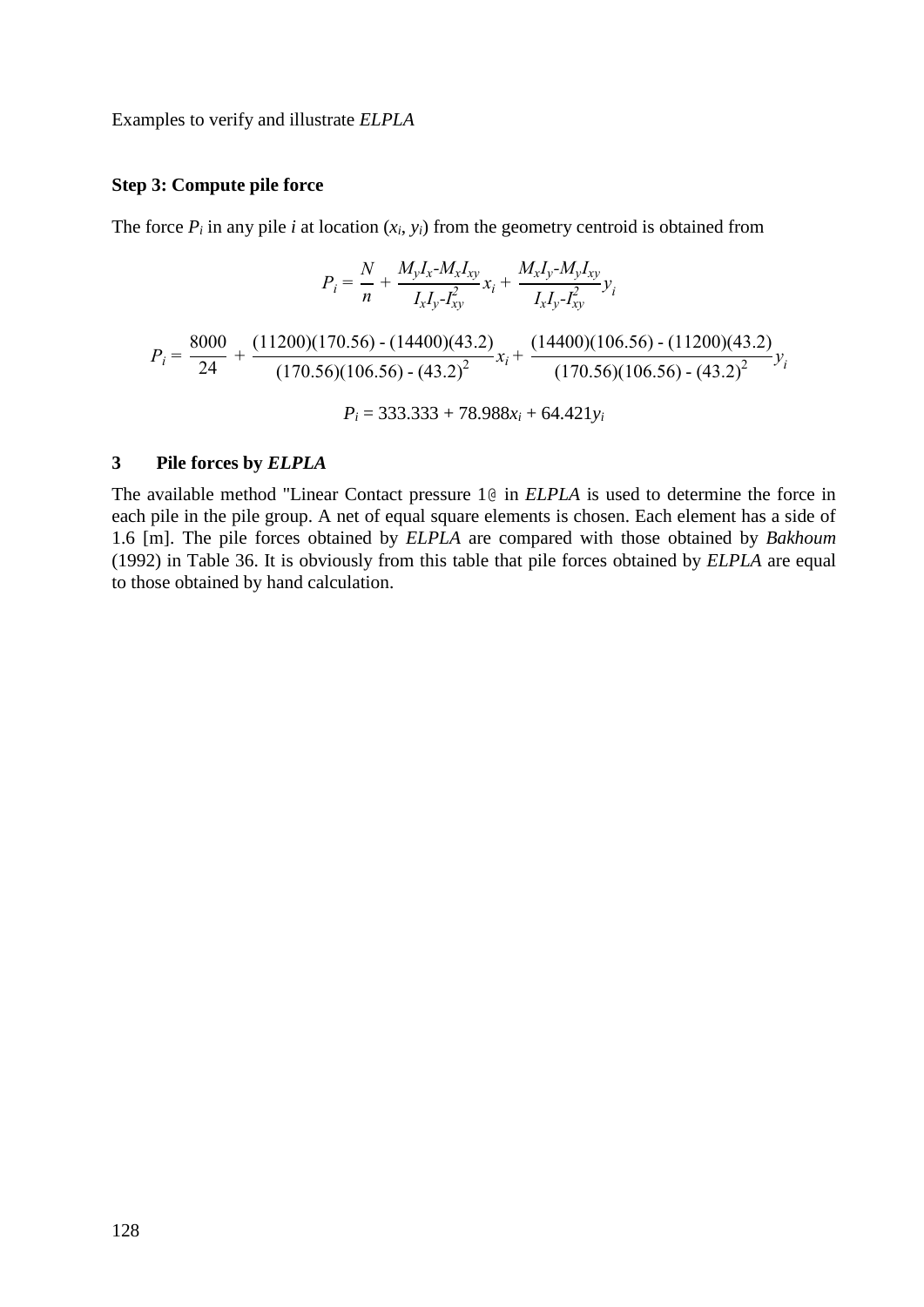**Step 3: Compute pile force**

The force $P_i$ in any pile $i$ at location ($x_i$, $y_i$) from the geometry centroid is obtained from

$$P_i = \frac{N}{n} + \frac{M_y I_x - M_x I_{xy}}{I_x I_y - I_{xy}^2} x_i + \frac{M_x I_y - M_y I_{xy}}{I_x I_y - I_{xy}^2} y_i$$

$$P_i = \frac{8000}{24} + \frac{(11200)(170.56) - (14400)(43.2)}{(170.56)(106.56) - (43.2)^2} x_i + \frac{(14400)(106.56) - (11200)(43.2)}{(170.56)(106.56) - (43.2)^2} y_i$$

$$P_i = 333.333 + 78.988 x_i + 64.421 y_i$$

## 3 Pile forces by *ELPLA*

The available method "Linear Contact pressure 1@ in *ELPLA* is used to determine the force in each pile in the pile group. A net of equal square elements is chosen. Each element has a side of 1.6 [m]. The pile forces obtained by *ELPLA* are compared with those obtained by *Bakhoum* (1992) in Table 36. It is obviously from this table that pile forces obtained by *ELPLA* are equal to those obtained by hand calculation.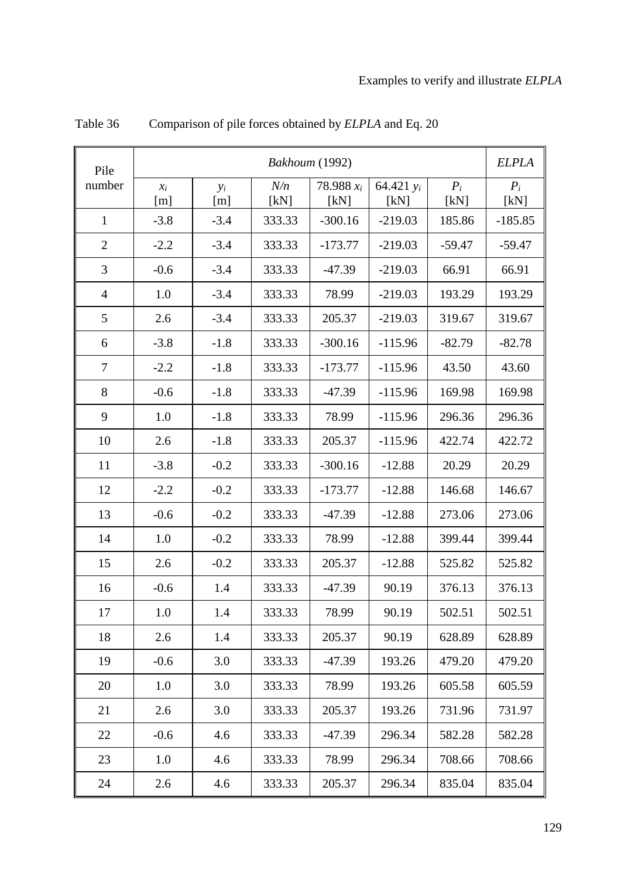Table 36 Comparison of pile forces obtained by *ELPLA* and Eq. 20

| Pile number | *Bakhoum* (1992) | | | | | | *ELPLA* |
|---|---|---|---|---|---|---|---|
| | $x_i$ [m] | $y_i$ [m] | $N/n$ [kN] | 78.988 $x_i$ [kN] | 64.421 $y_i$ [kN] | $P_i$ [kN] | $P_i$ [kN] |
| 1 | -3.8 | -3.4 | 333.33 | -300.16 | -219.03 | 185.86 | -185.85 |
| 2 | -2.2 | -3.4 | 333.33 | -173.77 | -219.03 | -59.47 | -59.47 |
| 3 | -0.6 | -3.4 | 333.33 | -47.39 | -219.03 | 66.91 | 66.91 |
| 4 | 1.0 | -3.4 | 333.33 | 78.99 | -219.03 | 193.29 | 193.29 |
| 5 | 2.6 | -3.4 | 333.33 | 205.37 | -219.03 | 319.67 | 319.67 |
| 6 | -3.8 | -1.8 | 333.33 | -300.16 | -115.96 | -82.79 | -82.78 |
| 7 | -2.2 | -1.8 | 333.33 | -173.77 | -115.96 | 43.50 | 43.60 |
| 8 | -0.6 | -1.8 | 333.33 | -47.39 | -115.96 | 169.98 | 169.98 |
| 9 | 1.0 | -1.8 | 333.33 | 78.99 | -115.96 | 296.36 | 296.36 |
| 10 | 2.6 | -1.8 | 333.33 | 205.37 | -115.96 | 422.74 | 422.72 |
| 11 | -3.8 | -0.2 | 333.33 | -300.16 | -12.88 | 20.29 | 20.29 |
| 12 | -2.2 | -0.2 | 333.33 | -173.77 | -12.88 | 146.68 | 146.67 |
| 13 | -0.6 | -0.2 | 333.33 | -47.39 | -12.88 | 273.06 | 273.06 |
| 14 | 1.0 | -0.2 | 333.33 | 78.99 | -12.88 | 399.44 | 399.44 |
| 15 | 2.6 | -0.2 | 333.33 | 205.37 | -12.88 | 525.82 | 525.82 |
| 16 | -0.6 | 1.4 | 333.33 | -47.39 | 90.19 | 376.13 | 376.13 |
| 17 | 1.0 | 1.4 | 333.33 | 78.99 | 90.19 | 502.51 | 502.51 |
| 18 | 2.6 | 1.4 | 333.33 | 205.37 | 90.19 | 628.89 | 628.89 |
| 19 | -0.6 | 3.0 | 333.33 | -47.39 | 193.26 | 479.20 | 479.20 |
| 20 | 1.0 | 3.0 | 333.33 | 78.99 | 193.26 | 605.58 | 605.59 |
| 21 | 2.6 | 3.0 | 333.33 | 205.37 | 193.26 | 731.96 | 731.97 |
| 22 | -0.6 | 4.6 | 333.33 | -47.39 | 296.34 | 582.28 | 582.28 |
| 23 | 1.0 | 4.6 | 333.33 | 78.99 | 296.34 | 708.66 | 708.66 |
| 24 | 2.6 | 4.6 | 333.33 | 205.37 | 296.34 | 835.04 | 835.04 |